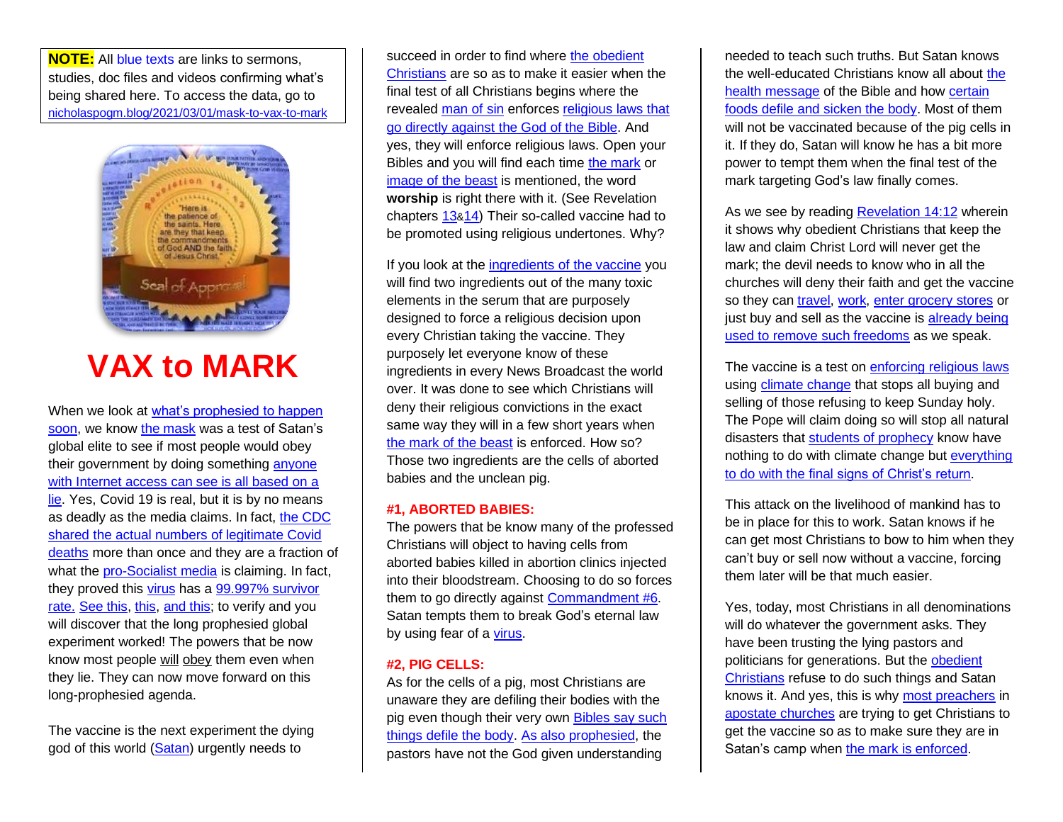**NOTE:** All blue texts are links to sermons, studies, doc files and videos confirming what's being shared here. To access the data, go to nicholaspogm.blog/2021/03/01/mask-to-vax-to-mark

# VAX to MARK

When we look at what's prophesied to happen soon, we know the mask was a test of Satan's global elite to see if most people would obey their government by doing something anyone with Internet access can see is all based on a lie. Yes, Covid 19 is real, but it is by no means as deadly as the media claims. In fact, the CDC shared the actual numbers of legitimate Covid deaths more than once and they are a fraction of what the pro-Socialist media is claiming. In fact, they proved this virus has a 99.997% survivor rate. See this, this, and this; to verify and you will discover that the long prophesied global experiment worked! The powers that be now know most people will obey them even when they lie. They can now move forward on this long-prophesied agenda.

The vaccine is the next experiment the dying god of this world (Satan) urgently needs to succeed in order to find where the obedient Christians are so as to make it easier when the final test of all Christians begins where the revealed man of sin enforces religious laws that go directly against the God of the Bible. And yes, they will enforce religious laws. Open your Bibles and you will find each time the mark or image of the beast is mentioned, the word **worship** is right there with it. (See Revelation chapters 13&14) Their so-called vaccine had to be promoted using religious undertones. Why?

If you look at the ingredients of the vaccine you will find two ingredients out of the many toxic elements in the serum that are purposely designed to force a religious decision upon every Christian taking the vaccine. They purposely let everyone know of these ingredients in every News Broadcast the world over. It was done to see which Christians will deny their religious convictions in the exact same way they will in a few short years when the mark of the beast is enforced. How so? Those two ingredients are the cells of aborted babies and the unclean pig.

### #1, ABORTED BABIES:

The powers that be know many of the professed Christians will object to having cells from aborted babies killed in abortion clinics injected into their bloodstream. Choosing to do so forces them to go directly against Commandment #6. Satan tempts them to break God's eternal law by using fear of a virus.

### #2, PIG CELLS:

As for the cells of a pig, most Christians are unaware they are defiling their bodies with the pig even though their very own Bibles say such things defile the body. As also prophesied, the pastors have not the God given understanding needed to teach such truths. But Satan knows the well-educated Christians know all about the health message of the Bible and how certain foods defile and sicken the body. Most of them will not be vaccinated because of the pig cells in it. If they do, Satan will know he has a bit more power to tempt them when the final test of the mark targeting God's law finally comes.

As we see by reading Revelation 14:12 wherein it shows why obedient Christians that keep the law and claim Christ Lord will never get the mark; the devil needs to know who in all the churches will deny their faith and get the vaccine so they can travel, work, enter grocery stores or just buy and sell as the vaccine is already being used to remove such freedoms as we speak.

The vaccine is a test on enforcing religious laws using climate change that stops all buying and selling of those refusing to keep Sunday holy. The Pope will claim doing so will stop all natural disasters that students of prophecy know have nothing to do with climate change but everything to do with the final signs of Christ's return.

This attack on the livelihood of mankind has to be in place for this to work. Satan knows if he can get most Christians to bow to him when they can't buy or sell now without a vaccine, forcing them later will be that much easier.

Yes, today, most Christians in all denominations will do whatever the government asks. They have been trusting the lying pastors and politicians for generations. But the obedient Christians refuse to do such things and Satan knows it. And yes, this is why most preachers in apostate churches are trying to get Christians to get the vaccine so as to make sure they are in Satan's camp when the mark is enforced.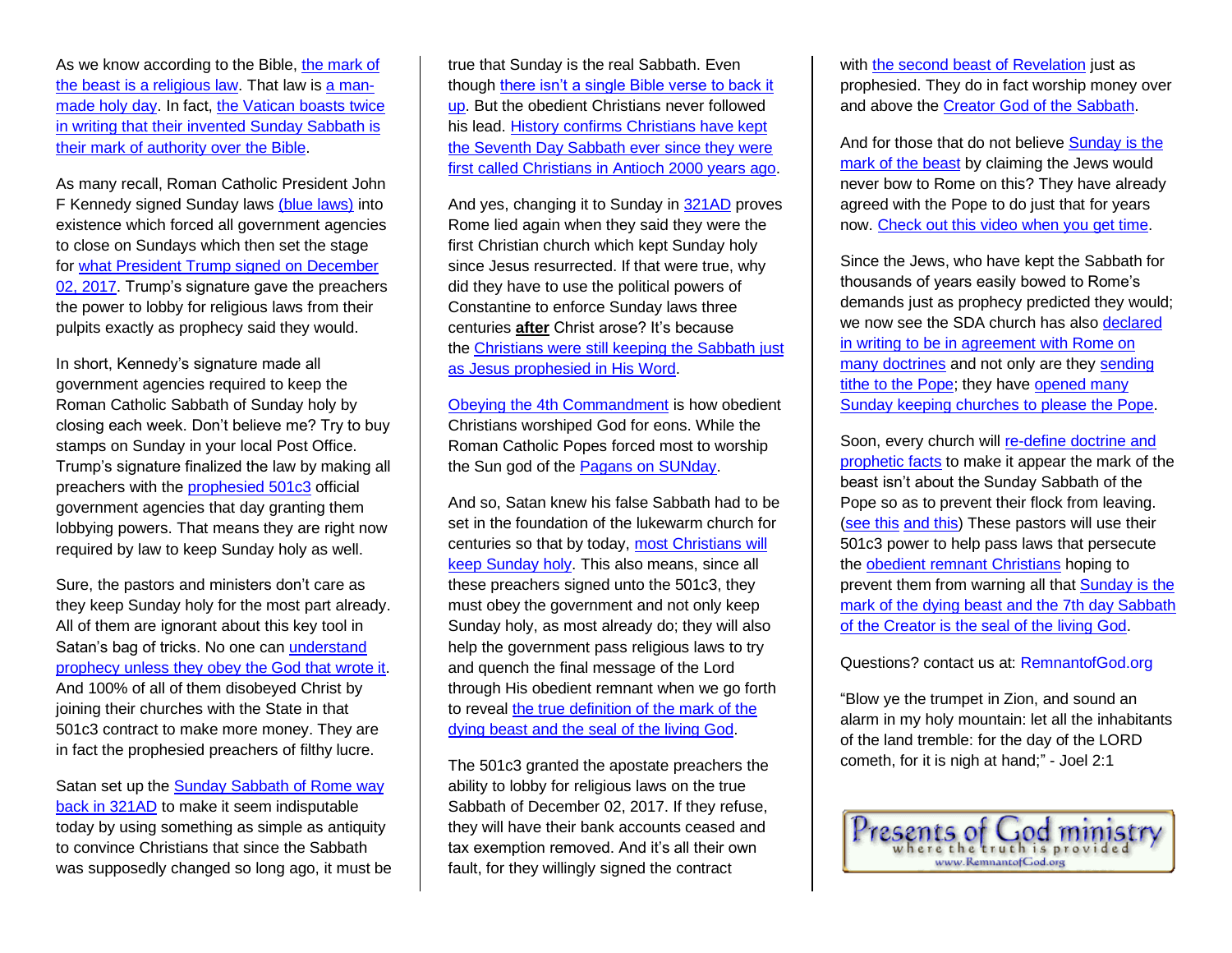As we know according to the Bible, the mark of the beast is a religious law. That law is a man-made holy day. In fact, the Vatican boasts twice in writing that their invented Sunday Sabbath is their mark of authority over the Bible.

As many recall, Roman Catholic President John F Kennedy signed Sunday laws (blue laws) into existence which forced all government agencies to close on Sundays which then set the stage for what President Trump signed on December 02, 2017. Trump's signature gave the preachers the power to lobby for religious laws from their pulpits exactly as prophecy said they would.

In short, Kennedy's signature made all government agencies required to keep the Roman Catholic Sabbath of Sunday holy by closing each week. Don't believe me? Try to buy stamps on Sunday in your local Post Office. Trump's signature finalized the law by making all preachers with the prophesied 501c3 official government agencies that day granting them lobbying powers. That means they are right now required by law to keep Sunday holy as well.

Sure, the pastors and ministers don't care as they keep Sunday holy for the most part already. All of them are ignorant about this key tool in Satan's bag of tricks. No one can understand prophecy unless they obey the God that wrote it. And 100% of all of them disobeyed Christ by joining their churches with the State in that 501c3 contract to make more money. They are in fact the prophesied preachers of filthy lucre.

Satan set up the Sunday Sabbath of Rome way back in 321AD to make it seem indisputable today by using something as simple as antiquity to convince Christians that since the Sabbath was supposedly changed so long ago, it must be true that Sunday is the real Sabbath. Even though there isn't a single Bible verse to back it up. But the obedient Christians never followed his lead. History confirms Christians have kept the Seventh Day Sabbath ever since they were first called Christians in Antioch 2000 years ago.

And yes, changing it to Sunday in 321AD proves Rome lied again when they said they were the first Christian church which kept Sunday holy since Jesus resurrected. If that were true, why did they have to use the political powers of Constantine to enforce Sunday laws three centuries **after** Christ arose? It's because the Christians were still keeping the Sabbath just as Jesus prophesied in His Word.

Obeying the 4th Commandment is how obedient Christians worshiped God for eons. While the Roman Catholic Popes forced most to worship the Sun god of the Pagans on SUNday.

And so, Satan knew his false Sabbath had to be set in the foundation of the lukewarm church for centuries so that by today, most Christians will keep Sunday holy. This also means, since all these preachers signed unto the 501c3, they must obey the government and not only keep Sunday holy, as most already do; they will also help the government pass religious laws to try and quench the final message of the Lord through His obedient remnant when we go forth to reveal the true definition of the mark of the dying beast and the seal of the living God.

The 501c3 granted the apostate preachers the ability to lobby for religious laws on the true Sabbath of December 02, 2017. If they refuse, they will have their bank accounts ceased and tax exemption removed. And it's all their own fault, for they willingly signed the contract with the second beast of Revelation just as prophesied. They do in fact worship money over and above the Creator God of the Sabbath.

And for those that do not believe Sunday is the mark of the beast by claiming the Jews would never bow to Rome on this? They have already agreed with the Pope to do just that for years now. Check out this video when you get time.

Since the Jews, who have kept the Sabbath for thousands of years easily bowed to Rome's demands just as prophecy predicted they would; we now see the SDA church has also declared in writing to be in agreement with Rome on many doctrines and not only are they sending tithe to the Pope; they have opened many Sunday keeping churches to please the Pope.

Soon, every church will re-define doctrine and prophetic facts to make it appear the mark of the beast isn't about the Sunday Sabbath of the Pope so as to prevent their flock from leaving. (see this and this) These pastors will use their 501c3 power to help pass laws that persecute the obedient remnant Christians hoping to prevent them from warning all that Sunday is the mark of the dying beast and the 7th day Sabbath of the Creator is the seal of the living God.

Questions? contact us at: RemnantofGod.org

"Blow ye the trumpet in Zion, and sound an alarm in my holy mountain: let all the inhabitants of the land tremble: for the day of the LORD cometh, for it is nigh at hand;" - Joel 2:1

Presents of God ministry
where the truth is provided
www.RemnantofGod.org